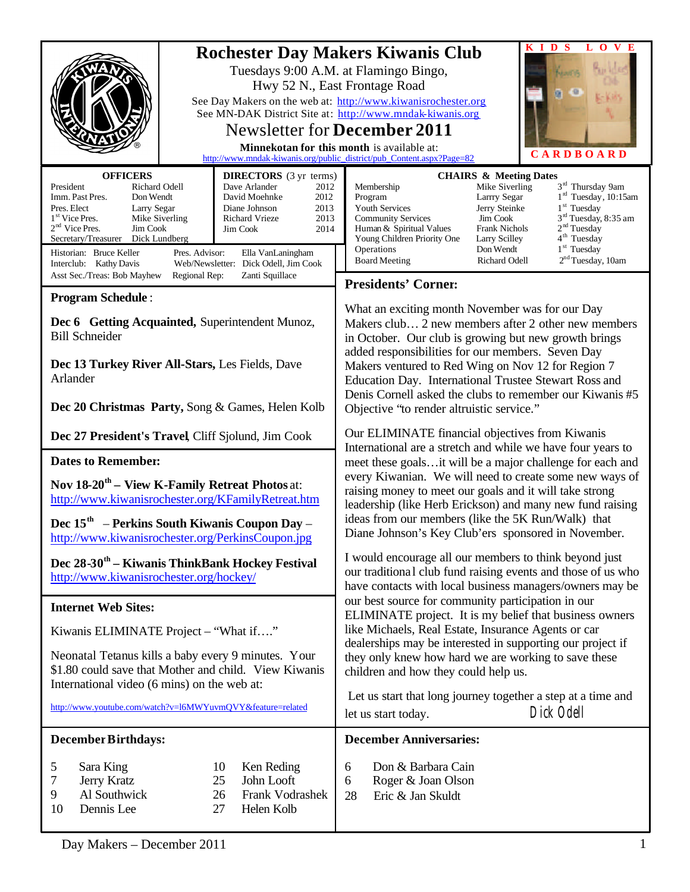# Rochester Day Makers Kiwanis Club

Tuesdays 9:00 A.M. at Flamingo Bingo,
Hwy 52 N., East Frontage Road

See Day Makers on the web at: http://www.kiwanisrochester.org
See MN-DAK District Site at: http://www.mndak-kiwanis.org

## Newsletter for **December 2011**

**Minnekotan for this month** is available at:
http://www.mndak-kiwanis.org/public_district/pub_Content.aspx?Page=82

KIDS LOVE CARDBOARD

| OFFICERS | |
|---|---|
| President | Richard Odell |
| Imm. Past Pres. | Don Wendt |
| Pres. Elect | Larry Segar |
| 1st Vice Pres. | Mike Siverling |
| 2nd Vice Pres. | Jim Cook |
| Secretary/Treasurer | Dick Lundberg |

| DIRECTORS (3 yr terms) | |
|---|---|
| Dave Arlander | 2012 |
| David Moehnke | 2012 |
| Diane Johnson | 2013 |
| Richard Vrieze | 2013 |
| Jim Cook | 2014 |

Historian: Bruce Keller — Pres. Advisor: Ella VanLaningham
Interclub: Kathy Davis — Web/Newsletter: Dick Odell, Jim Cook
Asst Sec./Treas: Bob Mayhew — Regional Rep: Zanti Squillace

| CHAIRS & Meeting Dates | | |
|---|---|---|
| Membership | Mike Siverling | 3rd Thursday 9am |
| Program | Larrry Segar | 1st Tuesday, 10:15am |
| Youth Services | Jerry Steinke | 1st Tuesday |
| Community Services | Jim Cook | 3rd Tuesday, 8:35 am |
| Human & Spiritual Values | Frank Nichols | 2nd Tuesday |
| Young Children Priority One | Larry Scilley | 4th Tuesday |
| Operations | Don Wendt | 1st Tuesday |
| Board Meeting | Richard Odell | 2nd Tuesday, 10am |

## Program Schedule:

**Dec 6 Getting Acquainted,** Superintendent Munoz, Bill Schneider

**Dec 13 Turkey River All-Stars,** Les Fields, Dave Arlander

**Dec 20 Christmas Party,** Song & Games, Helen Kolb

**Dec 27 President's Travel**, Cliff Sjolund, Jim Cook

## Dates to Remember:

**Nov 18-20th – View K-Family Retreat Photos** at: http://www.kiwanisrochester.org/KFamilyRetreat.htm

**Dec 15th – Perkins South Kiwanis Coupon Day** – http://www.kiwanisrochester.org/PerkinsCoupon.jpg

**Dec 28-30th – Kiwanis ThinkBank Hockey Festival** http://www.kiwanisrochester.org/hockey/

## Internet Web Sites:

Kiwanis ELIMINATE Project – "What if…."

Neonatal Tetanus kills a baby every 9 minutes. Your $1.80 could save that Mother and child. View Kiwanis International video (6 mins) on the web at:

http://www.youtube.com/watch?v=l6MWYuvmQVY&feature=related

## Presidents' Corner:

What an exciting month November was for our Day Makers club… 2 new members after 2 other new members in October. Our club is growing but new growth brings added responsibilities for our members. Seven Day Makers ventured to Red Wing on Nov 12 for Region 7 Education Day. International Trustee Stewart Ross and Denis Cornell asked the clubs to remember our Kiwanis #5 Objective "to render altruistic service."

Our ELIMINATE financial objectives from Kiwanis International are a stretch and while we have four years to meet these goals…it will be a major challenge for each and every Kiwanian. We will need to create some new ways of raising money to meet our goals and it will take strong leadership (like Herb Erickson) and many new fund raising ideas from our members (like the 5K Run/Walk) that Diane Johnson's Key Club'ers sponsored in November.

I would encourage all our members to think beyond just our traditional club fund raising events and those of us who have contacts with local business managers/owners may be our best source for community participation in our ELIMINATE project. It is my belief that business owners like Michaels, Real Estate, Insurance Agents or car dealerships may be interested in supporting our project if they only knew how hard we are working to save these children and how they could help us.

Let us start that long journey together a step at a time and let us start today.

Dick Odell

## December Birthdays:

| | | | |
|---|---|---|---|
| 5 | Sara King | 10 | Ken Reding |
| 7 | Jerry Kratz | 25 | John Looft |
| 9 | Al Southwick | 26 | Frank Vodrashek |
| 10 | Dennis Lee | 27 | Helen Kolb |

## December Anniversaries:

| | |
|---|---|
| 6 | Don & Barbara Cain |
| 6 | Roger & Joan Olson |
| 28 | Eric & Jan Skuldt |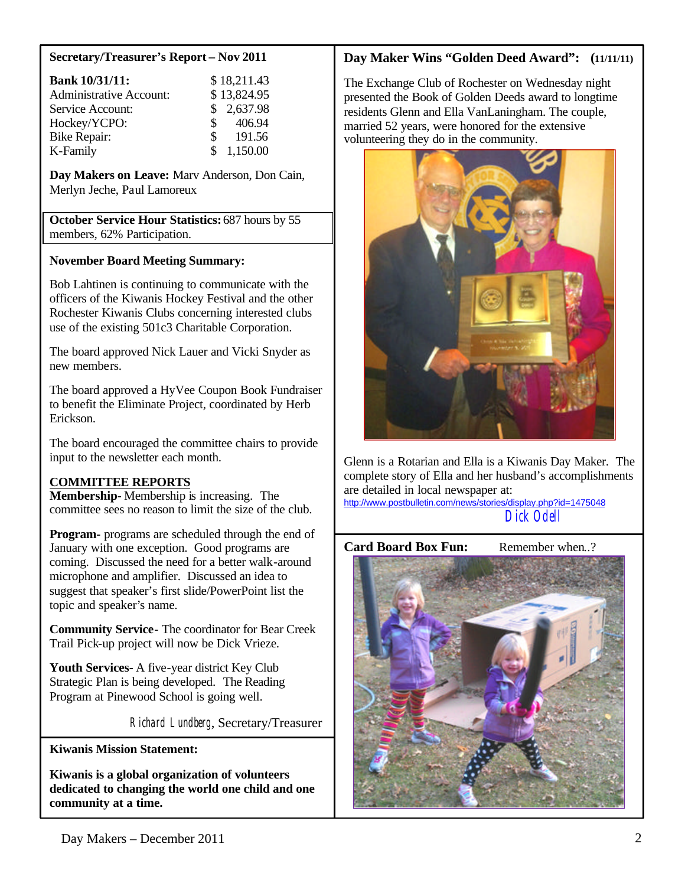### Secretary/Treasurer's Report – Nov 2011

| | |
|---|---|
| **Bank 10/31/11:** | $ 18,211.43 |
| Administrative Account: | $ 13,824.95 |
| Service Account: | $ 2,637.98 |
| Hockey/YCPO: | $ 406.94 |
| Bike Repair: | $ 191.56 |
| K-Family | $ 1,150.00 |

**Day Makers on Leave:** Marv Anderson, Don Cain, Merlyn Jeche, Paul Lamoreux

**October Service Hour Statistics:** 687 hours by 55 members, 62% Participation.

**November Board Meeting Summary:**

Bob Lahtinen is continuing to communicate with the officers of the Kiwanis Hockey Festival and the other Rochester Kiwanis Clubs concerning interested clubs use of the existing 501c3 Charitable Corporation.

The board approved Nick Lauer and Vicki Snyder as new members.

The board approved a HyVee Coupon Book Fundraiser to benefit the Eliminate Project, coordinated by Herb Erickson.

The board encouraged the committee chairs to provide input to the newsletter each month.

**COMMITTEE REPORTS**

**Membership**- Membership is increasing. The committee sees no reason to limit the size of the club.

**Program**- programs are scheduled through the end of January with one exception. Good programs are coming. Discussed the need for a better walk-around microphone and amplifier. Discussed an idea to suggest that speaker's first slide/PowerPoint list the topic and speaker's name.

**Community Service**- The coordinator for Bear Creek Trail Pick-up project will now be Dick Vrieze.

**Youth Services**- A five-year district Key Club Strategic Plan is being developed. The Reading Program at Pinewood School is going well.

Richard Lundberg, Secretary/Treasurer

**Kiwanis Mission Statement:**

**Kiwanis is a global organization of volunteers dedicated to changing the world one child and one community at a time.**

### Day Maker Wins "Golden Deed Award": (11/11/11)

The Exchange Club of Rochester on Wednesday night presented the Book of Golden Deeds award to longtime residents Glenn and Ella VanLaningham. The couple, married 52 years, were honored for the extensive volunteering they do in the community.

Glenn is a Rotarian and Ella is a Kiwanis Day Maker. The complete story of Ella and her husband's accomplishments are detailed in local newspaper at:
http://www.postbulletin.com/news/stories/display.php?id=1475048

Dick Odell

### Card Board Box Fun:

Remember when..?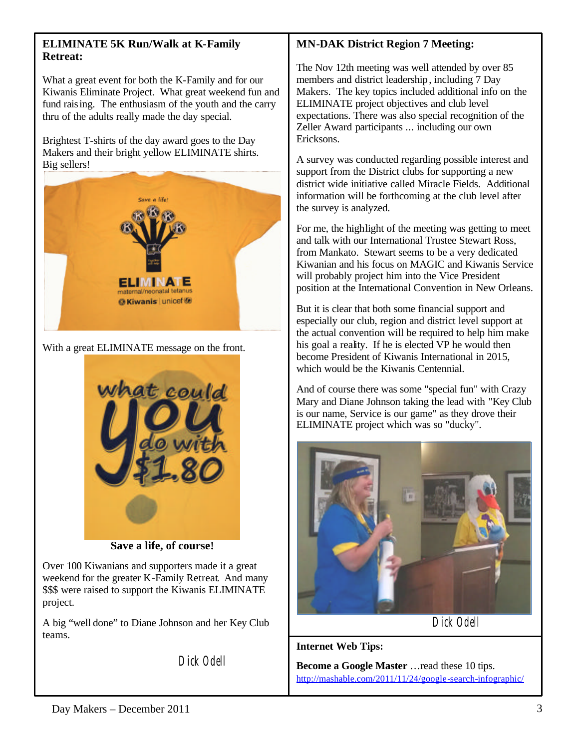## ELIMINATE 5K Run/Walk at K-Family Retreat:

What a great event for both the K-Family and for our Kiwanis Eliminate Project. What great weekend fun and fund raising. The enthusiasm of the youth and the carry thru of the adults really made the day special.

Brightest T-shirts of the day award goes to the Day Makers and their bright yellow ELIMINATE shirts. Big sellers!

With a great ELIMINATE message on the front.

**Save a life, of course!**

Over 100 Kiwanians and supporters made it a great weekend for the greater K-Family Retreat. And many $$$ were raised to support the Kiwanis ELIMINATE project.

A big "well done" to Diane Johnson and her Key Club teams.

Dick Odell

## MN-DAK District Region 7 Meeting:

The Nov 12th meeting was well attended by over 85 members and district leadership, including 7 Day Makers. The key topics included additional info on the ELIMINATE project objectives and club level expectations. There was also special recognition of the Zeller Award participants ... including our own Ericksons.

A survey was conducted regarding possible interest and support from the District clubs for supporting a new district wide initiative called Miracle Fields. Additional information will be forthcoming at the club level after the survey is analyzed.

For me, the highlight of the meeting was getting to meet and talk with our International Trustee Stewart Ross, from Mankato. Stewart seems to be a very dedicated Kiwanian and his focus on MAGIC and Kiwanis Service will probably project him into the Vice President position at the International Convention in New Orleans.

But it is clear that both some financial support and especially our club, region and district level support at the actual convention will be required to help him make his goal a reality. If he is elected VP he would then become President of Kiwanis International in 2015, which would be the Kiwanis Centennial.

And of course there was some "special fun" with Crazy Mary and Diane Johnson taking the lead with "Key Club is our name, Service is our game" as they drove their ELIMINATE project which was so "ducky".

Dick Odell

## Internet Web Tips:

**Become a Google Master** …read these 10 tips.
http://mashable.com/2011/11/24/google-search-infographic/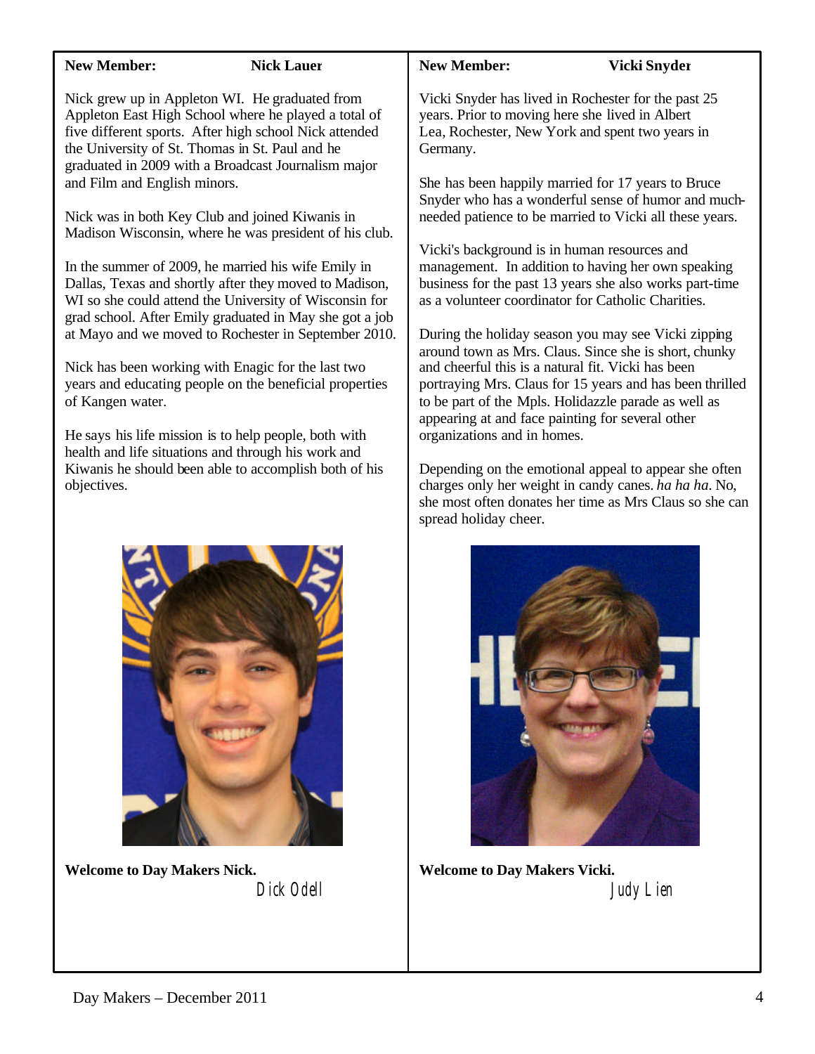**New Member: Nick Lauer**

Nick grew up in Appleton WI. He graduated from Appleton East High School where he played a total of five different sports. After high school Nick attended the University of St. Thomas in St. Paul and he graduated in 2009 with a Broadcast Journalism major and Film and English minors.

Nick was in both Key Club and joined Kiwanis in Madison Wisconsin, where he was president of his club.

In the summer of 2009, he married his wife Emily in Dallas, Texas and shortly after they moved to Madison, WI so she could attend the University of Wisconsin for grad school. After Emily graduated in May she got a job at Mayo and we moved to Rochester in September 2010.

Nick has been working with Enagic for the last two years and educating people on the beneficial properties of Kangen water.

He says his life mission is to help people, both with health and life situations and through his work and Kiwanis he should been able to accomplish both of his objectives.

**Welcome to Day Makers Nick.**

Dick Odell

**New Member: Vicki Snyder**

Vicki Snyder has lived in Rochester for the past 25 years. Prior to moving here she lived in Albert Lea, Rochester, New York and spent two years in Germany.

She has been happily married for 17 years to Bruce Snyder who has a wonderful sense of humor and much-needed patience to be married to Vicki all these years.

Vicki's background is in human resources and management. In addition to having her own speaking business for the past 13 years she also works part-time as a volunteer coordinator for Catholic Charities.

During the holiday season you may see Vicki zipping around town as Mrs. Claus. Since she is short, chunky and cheerful this is a natural fit. Vicki has been portraying Mrs. Claus for 15 years and has been thrilled to be part of the Mpls. Holidazzle parade as well as appearing at and face painting for several other organizations and in homes.

Depending on the emotional appeal to appear she often charges only her weight in candy canes. *ha ha ha*. No, she most often donates her time as Mrs Claus so she can spread holiday cheer.

**Welcome to Day Makers Vicki.**

Judy Lien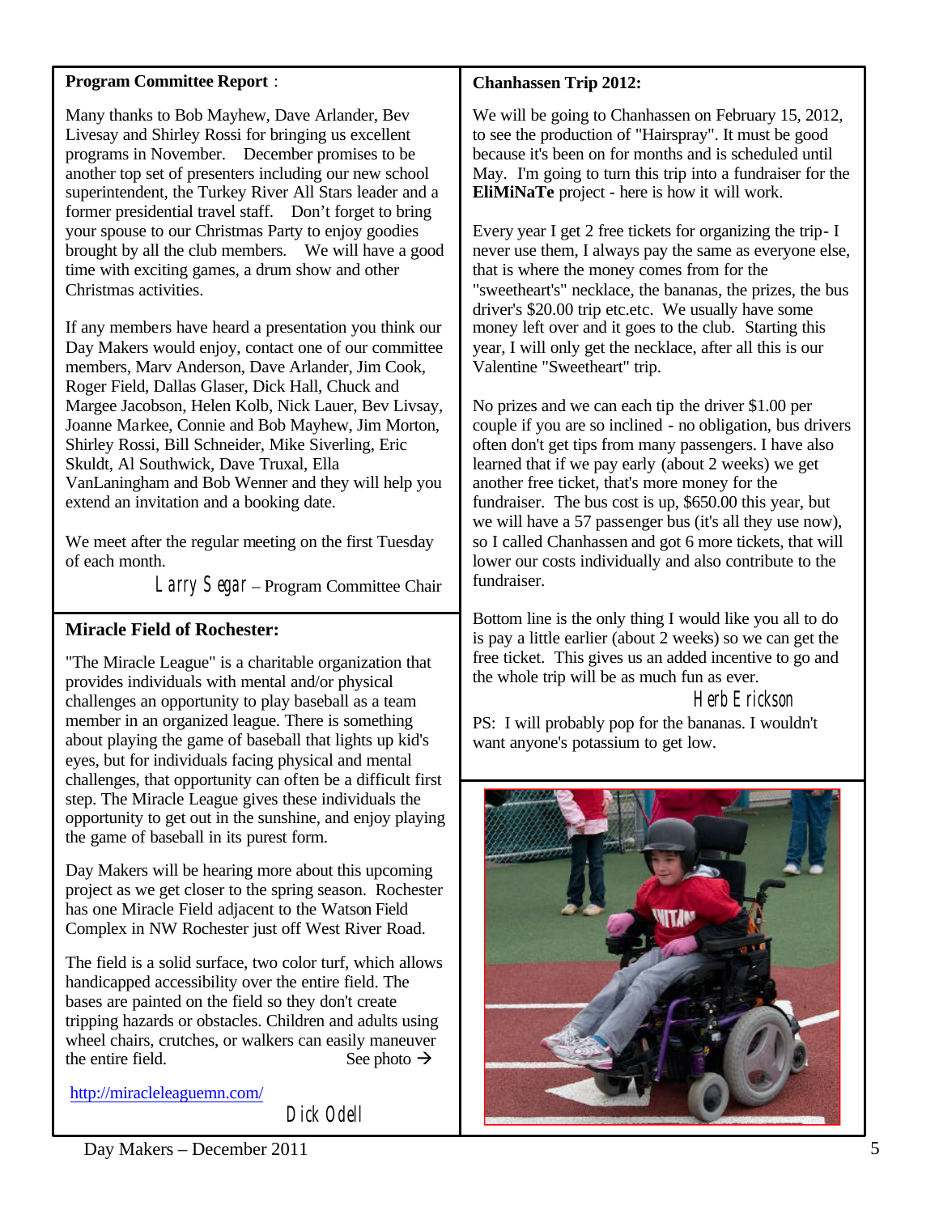**Program Committee Report** :

Many thanks to Bob Mayhew, Dave Arlander, Bev Livesay and Shirley Rossi for bringing us excellent programs in November. December promises to be another top set of presenters including our new school superintendent, the Turkey River All Stars leader and a former presidential travel staff. Don't forget to bring your spouse to our Christmas Party to enjoy goodies brought by all the club members. We will have a good time with exciting games, a drum show and other Christmas activities.

If any members have heard a presentation you think our Day Makers would enjoy, contact one of our committee members, Marv Anderson, Dave Arlander, Jim Cook, Roger Field, Dallas Glaser, Dick Hall, Chuck and Margee Jacobson, Helen Kolb, Nick Lauer, Bev Livsay, Joanne Markee, Connie and Bob Mayhew, Jim Morton, Shirley Rossi, Bill Schneider, Mike Siverling, Eric Skuldt, Al Southwick, Dave Truxal, Ella VanLaningham and Bob Wenner and they will help you extend an invitation and a booking date.

We meet after the regular meeting on the first Tuesday of each month.

Larry Segar – Program Committee Chair

## Miracle Field of Rochester:

"The Miracle League" is a charitable organization that provides individuals with mental and/or physical challenges an opportunity to play baseball as a team member in an organized league. There is something about playing the game of baseball that lights up kid's eyes, but for individuals facing physical and mental challenges, that opportunity can often be a difficult first step. The Miracle League gives these individuals the opportunity to get out in the sunshine, and enjoy playing the game of baseball in its purest form.

Day Makers will be hearing more about this upcoming project as we get closer to the spring season. Rochester has one Miracle Field adjacent to the Watson Field Complex in NW Rochester just off West River Road.

The field is a solid surface, two color turf, which allows handicapped accessibility over the entire field. The bases are painted on the field so they don't create tripping hazards or obstacles. Children and adults using wheel chairs, crutches, or walkers can easily maneuver the entire field. See photo →

http://miracleleaguemn.com/

Dick Odell

**Chanhassen Trip 2012:**

We will be going to Chanhassen on February 15, 2012, to see the production of "Hairspray". It must be good because it's been on for months and is scheduled until May. I'm going to turn this trip into a fundraiser for the **EliMiNaTe** project - here is how it will work.

Every year I get 2 free tickets for organizing the trip- I never use them, I always pay the same as everyone else, that is where the money comes from for the "sweetheart's" necklace, the bananas, the prizes, the bus driver's $20.00 trip etc.etc. We usually have some money left over and it goes to the club. Starting this year, I will only get the necklace, after all this is our Valentine "Sweetheart" trip.

No prizes and we can each tip the driver $1.00 per couple if you are so inclined - no obligation, bus drivers often don't get tips from many passengers. I have also learned that if we pay early (about 2 weeks) we get another free ticket, that's more money for the fundraiser. The bus cost is up, $650.00 this year, but we will have a 57 passenger bus (it's all they use now), so I called Chanhassen and got 6 more tickets, that will lower our costs individually and also contribute to the fundraiser.

Bottom line is the only thing I would like you all to do is pay a little earlier (about 2 weeks) so we can get the free ticket. This gives us an added incentive to go and the whole trip will be as much fun as ever.

Herb Erickson

PS: I will probably pop for the bananas. I wouldn't want anyone's potassium to get low.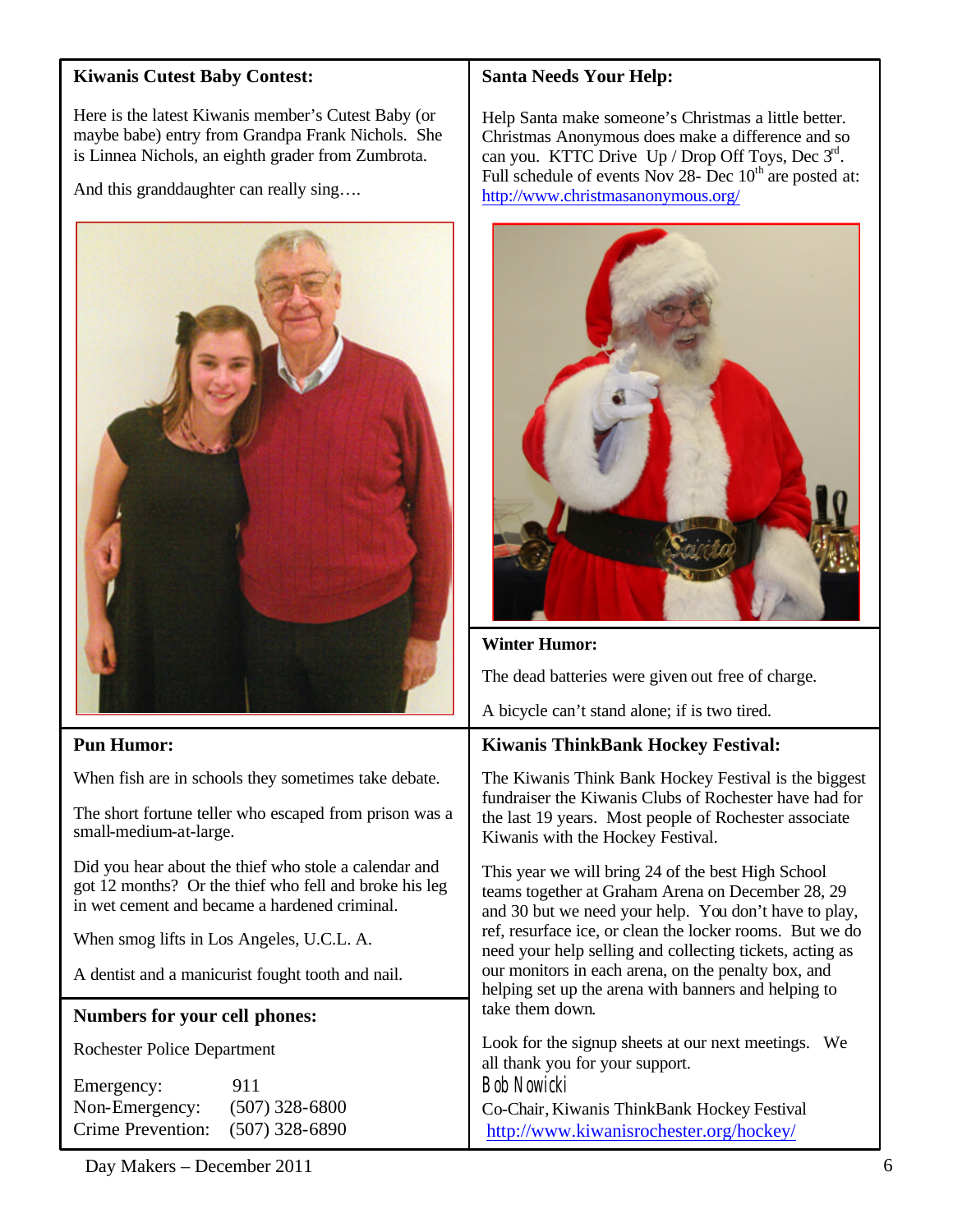## Kiwanis Cutest Baby Contest:

Here is the latest Kiwanis member's Cutest Baby (or maybe babe) entry from Grandpa Frank Nichols. She is Linnea Nichols, an eighth grader from Zumbrota.

And this granddaughter can really sing….

## Pun Humor:

When fish are in schools they sometimes take debate.

The short fortune teller who escaped from prison was a small-medium-at-large.

Did you hear about the thief who stole a calendar and got 12 months? Or the thief who fell and broke his leg in wet cement and became a hardened criminal.

When smog lifts in Los Angeles, U.C.L. A.

A dentist and a manicurist fought tooth and nail.

## Numbers for your cell phones:

Rochester Police Department

| | |
|---|---|
| Emergency: | 911 |
| Non-Emergency: | (507) 328-6800 |
| Crime Prevention: | (507) 328-6890 |

## Santa Needs Your Help:

Help Santa make someone's Christmas a little better. Christmas Anonymous does make a difference and so can you. KTTC Drive Up / Drop Off Toys, Dec 3rd. Full schedule of events Nov 28- Dec 10th are posted at: http://www.christmasanonymous.org/

## Winter Humor:

The dead batteries were given out free of charge.

A bicycle can't stand alone; if is two tired.

## Kiwanis ThinkBank Hockey Festival:

The Kiwanis Think Bank Hockey Festival is the biggest fundraiser the Kiwanis Clubs of Rochester have had for the last 19 years. Most people of Rochester associate Kiwanis with the Hockey Festival.

This year we will bring 24 of the best High School teams together at Graham Arena on December 28, 29 and 30 but we need your help. You don't have to play, ref, resurface ice, or clean the locker rooms. But we do need your help selling and collecting tickets, acting as our monitors in each arena, on the penalty box, and helping set up the arena with banners and helping to take them down.

Look for the signup sheets at our next meetings. We all thank you for your support.

Bob Nowicki
Co-Chair, Kiwanis ThinkBank Hockey Festival
http://www.kiwanisrochester.org/hockey/